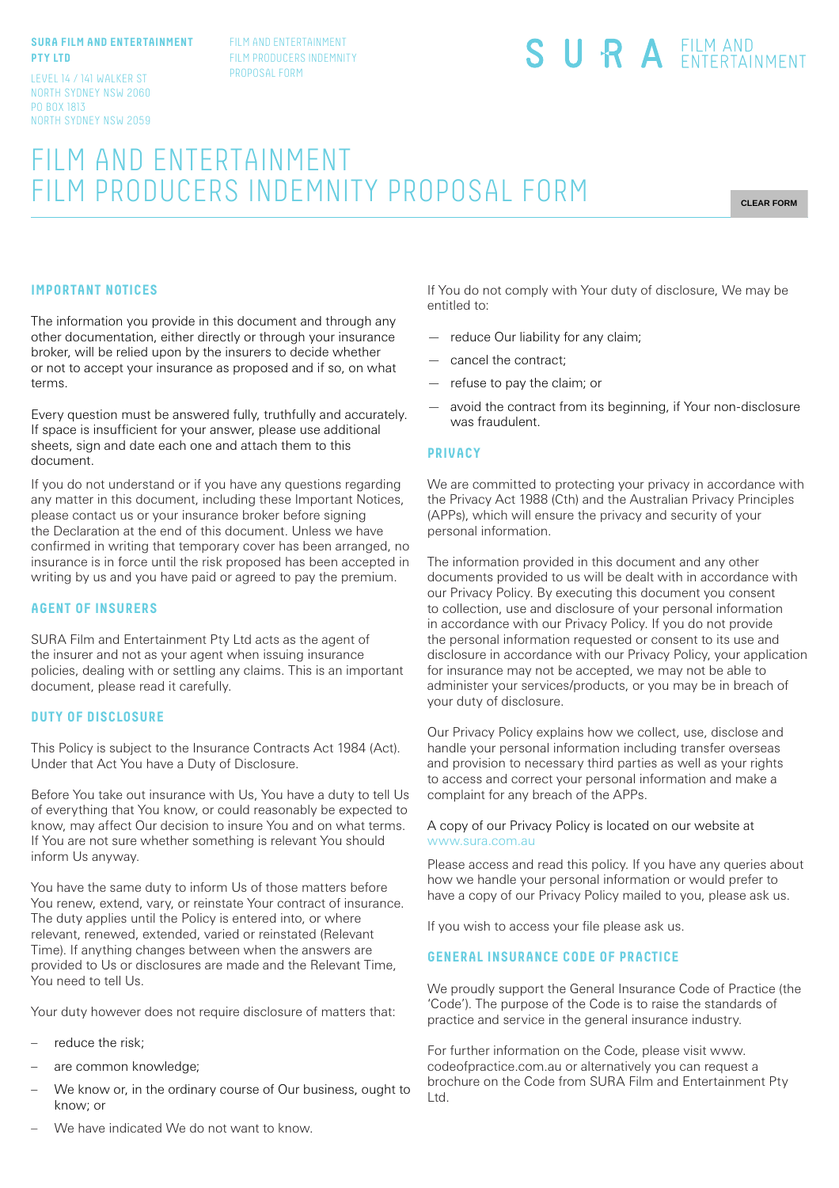**SURA FILM AND ENTERTAINMENT PTY LTD**

LEVEL 14 / 141 WALKER ST
NORTH SYDNEY NSW 2060
PO BOX 1813
NORTH SYDNEY NSW 2059

FILM AND ENTERTAINMENT
FILM PRODUCERS INDEMNITY
PROPOSAL FORM

SURA FILM AND ENTERTAINMENT

# FILM AND ENTERTAINMENT FILM PRODUCERS INDEMNITY PROPOSAL FORM

CLEAR FORM

## IMPORTANT NOTICES

The information you provide in this document and through any other documentation, either directly or through your insurance broker, will be relied upon by the insurers to decide whether or not to accept your insurance as proposed and if so, on what terms.

Every question must be answered fully, truthfully and accurately. If space is insufficient for your answer, please use additional sheets, sign and date each one and attach them to this document.

If you do not understand or if you have any questions regarding any matter in this document, including these Important Notices, please contact us or your insurance broker before signing the Declaration at the end of this document. Unless we have confirmed in writing that temporary cover has been arranged, no insurance is in force until the risk proposed has been accepted in writing by us and you have paid or agreed to pay the premium.

## AGENT OF INSURERS

SURA Film and Entertainment Pty Ltd acts as the agent of the insurer and not as your agent when issuing insurance policies, dealing with or settling any claims. This is an important document, please read it carefully.

## DUTY OF DISCLOSURE

This Policy is subject to the Insurance Contracts Act 1984 (Act). Under that Act You have a Duty of Disclosure.

Before You take out insurance with Us, You have a duty to tell Us of everything that You know, or could reasonably be expected to know, may affect Our decision to insure You and on what terms. If You are not sure whether something is relevant You should inform Us anyway.

You have the same duty to inform Us of those matters before You renew, extend, vary, or reinstate Your contract of insurance. The duty applies until the Policy is entered into, or where relevant, renewed, extended, varied or reinstated (Relevant Time). If anything changes between when the answers are provided to Us or disclosures are made and the Relevant Time, You need to tell Us.

Your duty however does not require disclosure of matters that:

- reduce the risk;
- are common knowledge;
- We know or, in the ordinary course of Our business, ought to know; or
- We have indicated We do not want to know.

If You do not comply with Your duty of disclosure, We may be entitled to:

- reduce Our liability for any claim;
- cancel the contract;
- refuse to pay the claim; or
- avoid the contract from its beginning, if Your non-disclosure was fraudulent.

## PRIVACY

We are committed to protecting your privacy in accordance with the Privacy Act 1988 (Cth) and the Australian Privacy Principles (APPs), which will ensure the privacy and security of your personal information.

The information provided in this document and any other documents provided to us will be dealt with in accordance with our Privacy Policy. By executing this document you consent to collection, use and disclosure of your personal information in accordance with our Privacy Policy. If you do not provide the personal information requested or consent to its use and disclosure in accordance with our Privacy Policy, your application for insurance may not be accepted, we may not be able to administer your services/products, or you may be in breach of your duty of disclosure.

Our Privacy Policy explains how we collect, use, disclose and handle your personal information including transfer overseas and provision to necessary third parties as well as your rights to access and correct your personal information and make a complaint for any breach of the APPs.

A copy of our Privacy Policy is located on our website at www.sura.com.au

Please access and read this policy. If you have any queries about how we handle your personal information or would prefer to have a copy of our Privacy Policy mailed to you, please ask us.

If you wish to access your file please ask us.

## GENERAL INSURANCE CODE OF PRACTICE

We proudly support the General Insurance Code of Practice (the 'Code'). The purpose of the Code is to raise the standards of practice and service in the general insurance industry.

For further information on the Code, please visit www.codeofpractice.com.au or alternatively you can request a brochure on the Code from SURA Film and Entertainment Pty Ltd.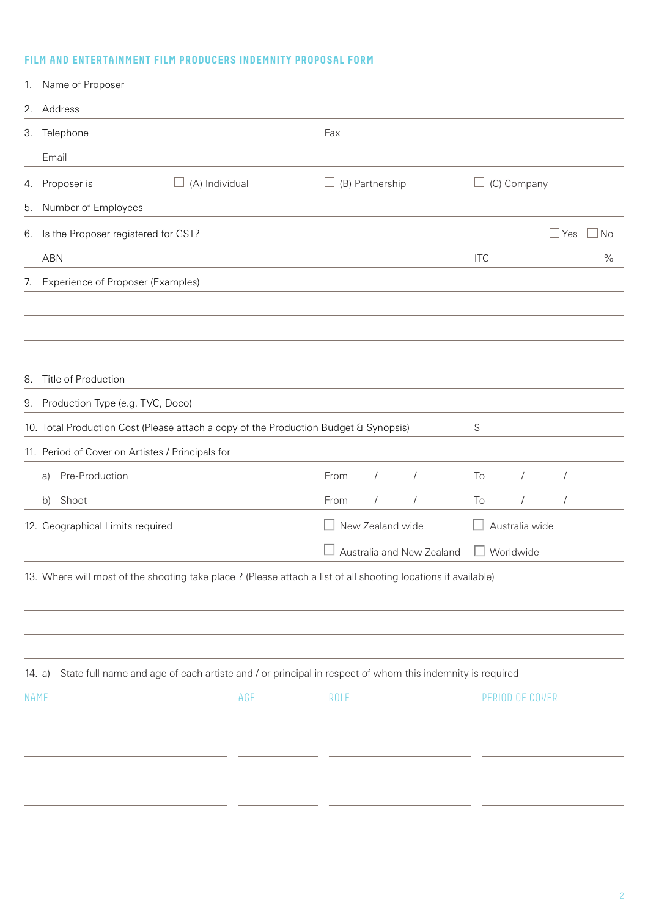## FILM AND ENTERTAINMENT FILM PRODUCERS INDEMNITY PROPOSAL FORM

1. Name of Proposer

2. Address

3. Telephone                                        Fax

   Email

4. Proposer is   ☐ (A) Individual   ☐ (B) Partnership   ☐ (C) Company

5. Number of Employees

6. Is the Proposer registered for GST?   ☐ Yes   ☐ No

   ABN                                        ITC        %

7. Experience of Proposer (Examples)

8. Title of Production

9. Production Type (e.g. TVC, Doco)

10. Total Production Cost (Please attach a copy of the Production Budget & Synopsis)   $

11. Period of Cover on Artistes / Principals for

    a) Pre-Production   From   /   /   To   /   /

    b) Shoot   From   /   /   To   /   /

12. Geographical Limits required   ☐ New Zealand wide   ☐ Australia wide   ☐ Australia and New Zealand   ☐ Worldwide

13. Where will most of the shooting take place ? (Please attach a list of all shooting locations if available)

14. a) State full name and age of each artiste and / or principal in respect of whom this indemnity is required

| NAME | AGE | ROLE | PERIOD OF COVER |
|---|---|---|---|
| | | | |
| | | | |
| | | | |
| | | | |
| | | | |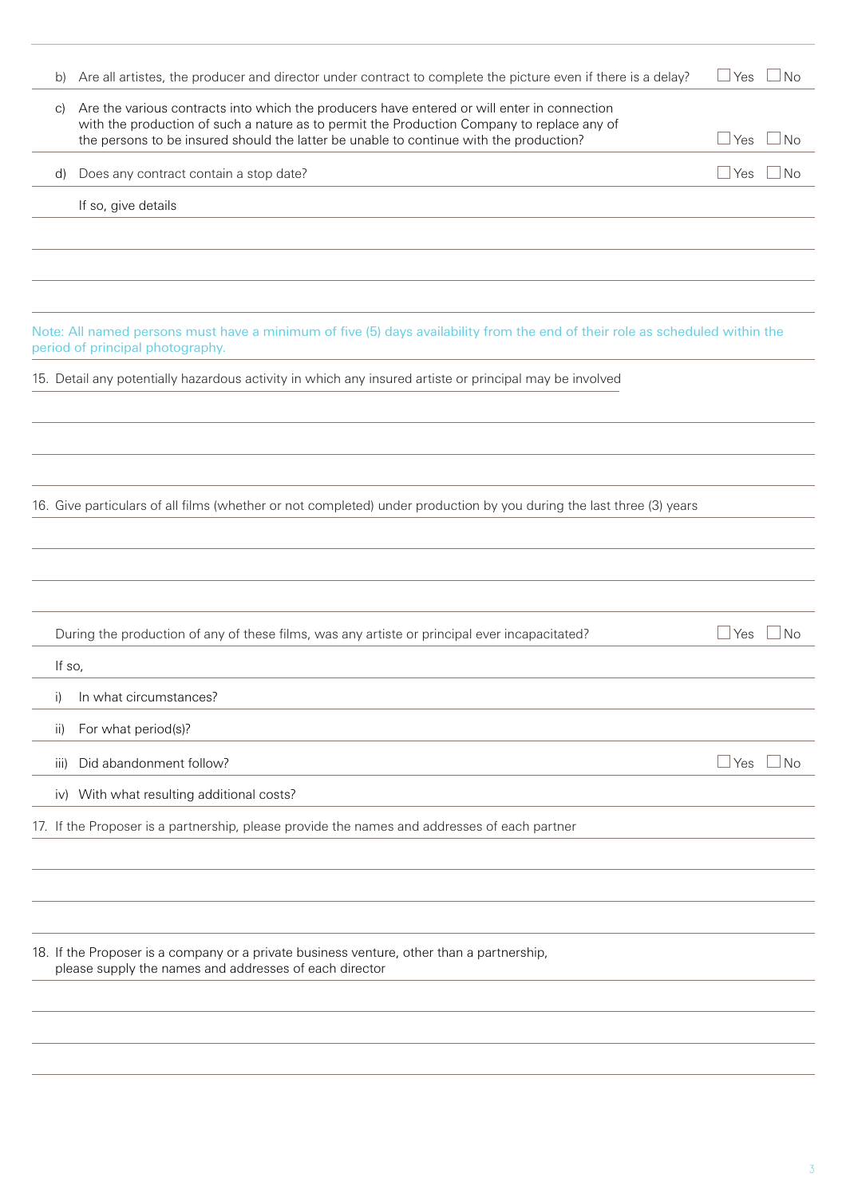b) Are all artistes, the producer and director under contract to complete the picture even if there is a delay? ☐ Yes ☐ No

c) Are the various contracts into which the producers have entered or will enter in connection with the production of such a nature as to permit the Production Company to replace any of the persons to be insured should the latter be unable to continue with the production? ☐ Yes ☐ No

d) Does any contract contain a stop date? ☐ Yes ☐ No

If so, give details

Note: All named persons must have a minimum of five (5) days availability from the end of their role as scheduled within the period of principal photography.

15. Detail any potentially hazardous activity in which any insured artiste or principal may be involved

16. Give particulars of all films (whether or not completed) under production by you during the last three (3) years

During the production of any of these films, was any artiste or principal ever incapacitated? ☐ Yes ☐ No

If so,

i) In what circumstances?

ii) For what period(s)?

iii) Did abandonment follow? ☐ Yes ☐ No

iv) With what resulting additional costs?

17. If the Proposer is a partnership, please provide the names and addresses of each partner

18. If the Proposer is a company or a private business venture, other than a partnership, please supply the names and addresses of each director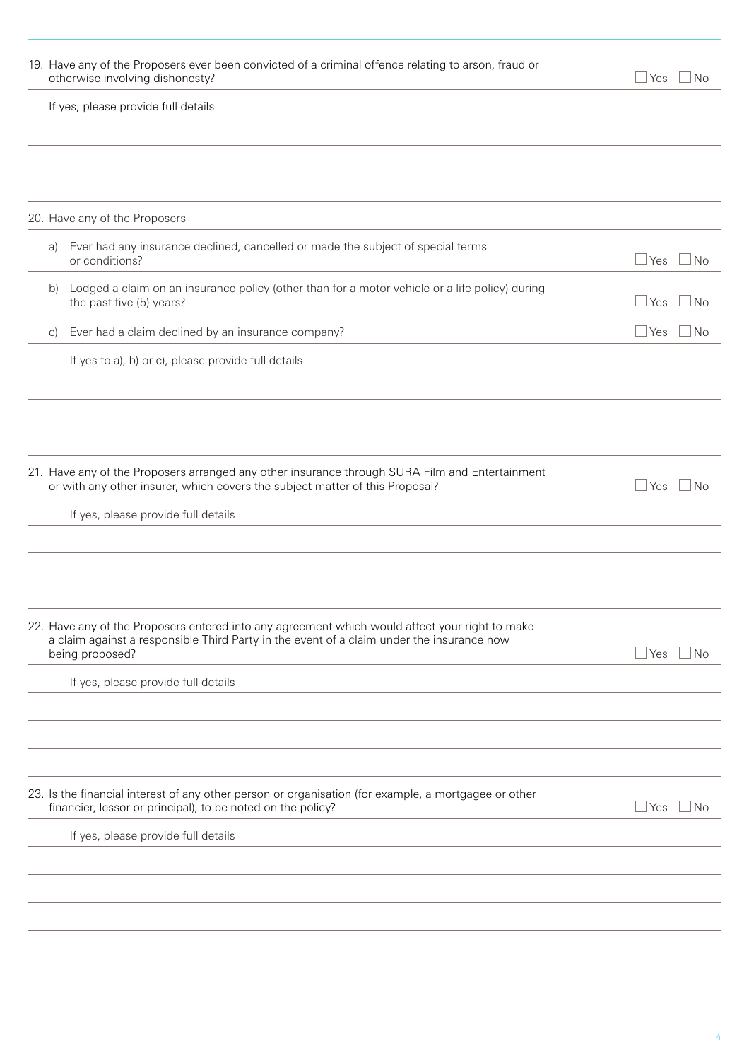19. Have any of the Proposers ever been convicted of a criminal offence relating to arson, fraud or otherwise involving dishonesty? ☐ Yes ☐ No

If yes, please provide full details

20. Have any of the Proposers

a) Ever had any insurance declined, cancelled or made the subject of special terms or conditions? ☐ Yes ☐ No

b) Lodged a claim on an insurance policy (other than for a motor vehicle or a life policy) during the past five (5) years? ☐ Yes ☐ No

c) Ever had a claim declined by an insurance company? ☐ Yes ☐ No

If yes to a), b) or c), please provide full details

21. Have any of the Proposers arranged any other insurance through SURA Film and Entertainment or with any other insurer, which covers the subject matter of this Proposal? ☐ Yes ☐ No

If yes, please provide full details

22. Have any of the Proposers entered into any agreement which would affect your right to make a claim against a responsible Third Party in the event of a claim under the insurance now being proposed? ☐ Yes ☐ No

If yes, please provide full details

23. Is the financial interest of any other person or organisation (for example, a mortgagee or other financier, lessor or principal), to be noted on the policy? ☐ Yes ☐ No

If yes, please provide full details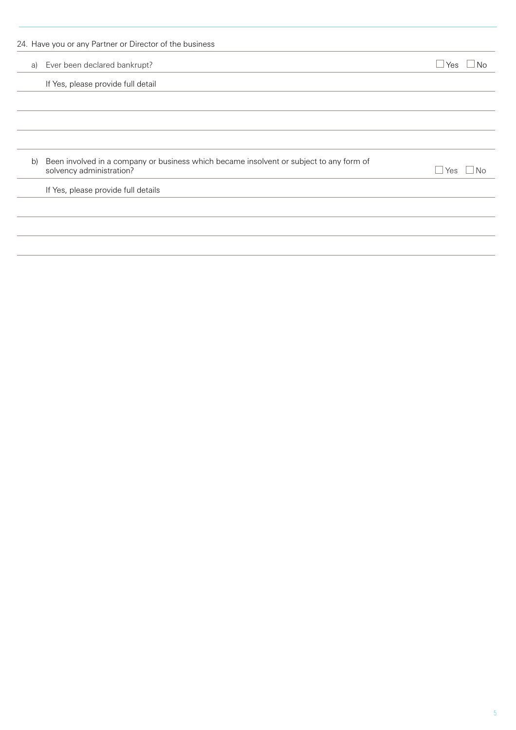24. Have you or any Partner or Director of the business

a) Ever been declared bankrupt? ☐ Yes ☐ No

If Yes, please provide full detail

b) Been involved in a company or business which became insolvent or subject to any form of solvency administration? ☐ Yes ☐ No

If Yes, please provide full details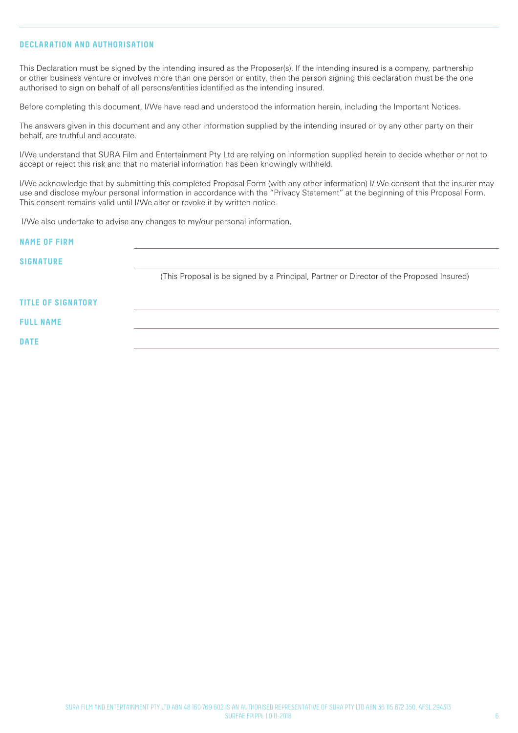## DECLARATION AND AUTHORISATION

This Declaration must be signed by the intending insured as the Proposer(s). If the intending insured is a company, partnership or other business venture or involves more than one person or entity, then the person signing this declaration must be the one authorised to sign on behalf of all persons/entities identified as the intending insured.

Before completing this document, I/We have read and understood the information herein, including the Important Notices.

The answers given in this document and any other information supplied by the intending insured or by any other party on their behalf, are truthful and accurate.

I/We understand that SURA Film and Entertainment Pty Ltd are relying on information supplied herein to decide whether or not to accept or reject this risk and that no material information has been knowingly withheld.

I/We acknowledge that by submitting this completed Proposal Form (with any other information) I/ We consent that the insurer may use and disclose my/our personal information in accordance with the "Privacy Statement" at the beginning of this Proposal Form. This consent remains valid until I/We alter or revoke it by written notice.

I/We also undertake to advise any changes to my/our personal information.

**NAME OF FIRM** \_\_\_\_\_\_\_\_\_\_\_\_\_\_\_\_\_\_\_\_\_\_\_\_\_\_\_\_\_\_\_\_\_\_\_\_\_\_\_\_

**SIGNATURE** \_\_\_\_\_\_\_\_\_\_\_\_\_\_\_\_\_\_\_\_\_\_\_\_\_\_\_\_\_\_\_\_\_\_\_\_\_\_\_\_

(This Proposal is be signed by a Principal, Partner or Director of the Proposed Insured)

**TITLE OF SIGNATORY** \_\_\_\_\_\_\_\_\_\_\_\_\_\_\_\_\_\_\_\_\_\_\_\_\_\_\_\_\_\_\_\_\_\_\_\_\_\_\_\_

**FULL NAME** \_\_\_\_\_\_\_\_\_\_\_\_\_\_\_\_\_\_\_\_\_\_\_\_\_\_\_\_\_\_\_\_\_\_\_\_\_\_\_\_

**DATE** \_\_\_\_\_\_\_\_\_\_\_\_\_\_\_\_\_\_\_\_\_\_\_\_\_\_\_\_\_\_\_\_\_\_\_\_\_\_\_\_

SURA FILM AND ENTERTAINMENT PTY LTD ABN 48 160 769 602 IS AN AUTHORISED REPRESENTATIVE OF SURA PTY LTD ABN 36 115 672 350, AFSL 294313
SURFAE FPIPPL 1.0 11-2018